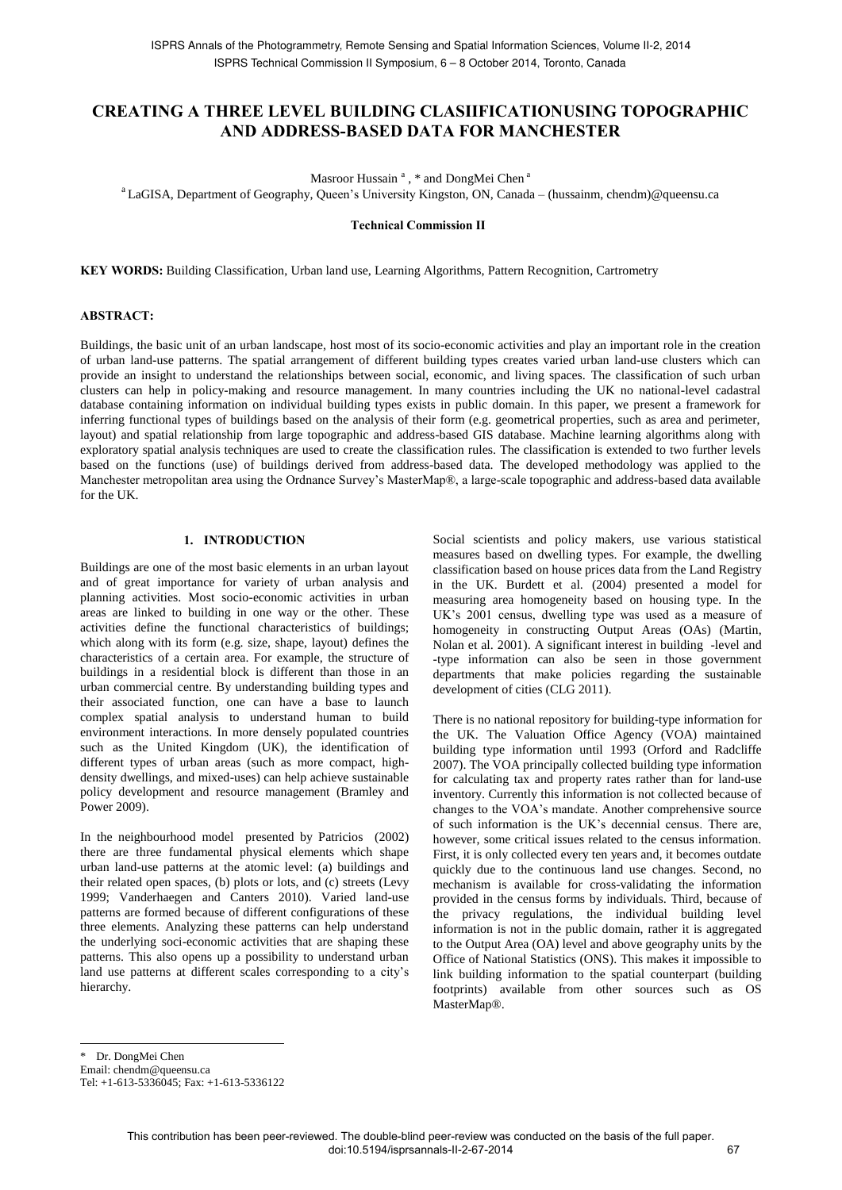# CREATING A THREE LEVEL BUILDING CLASIIFICATIONUSING TOPOGRAPHIC AND ADDRESS-BASED DATA FOR MANCHESTER

Masroor Hussain [a], * and DongMei Chen [a]

[a] LaGISA, Department of Geography, Queen's University Kingston, ON, Canada – (hussainm, chendm)@queensu.ca

**Technical Commission II**

**KEY WORDS:** Building Classification, Urban land use, Learning Algorithms, Pattern Recognition, Cartrometry

## ABSTRACT:

Buildings, the basic unit of an urban landscape, host most of its socio-economic activities and play an important role in the creation of urban land-use patterns. The spatial arrangement of different building types creates varied urban land-use clusters which can provide an insight to understand the relationships between social, economic, and living spaces. The classification of such urban clusters can help in policy-making and resource management. In many countries including the UK no national-level cadastral database containing information on individual building types exists in public domain. In this paper, we present a framework for inferring functional types of buildings based on the analysis of their form (e.g. geometrical properties, such as area and perimeter, layout) and spatial relationship from large topographic and address-based GIS database. Machine learning algorithms along with exploratory spatial analysis techniques are used to create the classification rules. The classification is extended to two further levels based on the functions (use) of buildings derived from address-based data. The developed methodology was applied to the Manchester metropolitan area using the Ordnance Survey's MasterMap®, a large-scale topographic and address-based data available for the UK.

## 1. INTRODUCTION

Buildings are one of the most basic elements in an urban layout and of great importance for variety of urban analysis and planning activities. Most socio-economic activities in urban areas are linked to building in one way or the other. These activities define the functional characteristics of buildings; which along with its form (e.g. size, shape, layout) defines the characteristics of a certain area. For example, the structure of buildings in a residential block is different than those in an urban commercial centre. By understanding building types and their associated function, one can have a base to launch complex spatial analysis to understand human to build environment interactions. In more densely populated countries such as the United Kingdom (UK), the identification of different types of urban areas (such as more compact, high-density dwellings, and mixed-uses) can help achieve sustainable policy development and resource management (Bramley and Power 2009).

In the neighbourhood model presented by Patricios (2002) there are three fundamental physical elements which shape urban land-use patterns at the atomic level: (a) buildings and their related open spaces, (b) plots or lots, and (c) streets (Levy 1999; Vanderhaegen and Canters 2010). Varied land-use patterns are formed because of different configurations of these three elements. Analyzing these patterns can help understand the underlying soci-economic activities that are shaping these patterns. This also opens up a possibility to understand urban land use patterns at different scales corresponding to a city's hierarchy.

Social scientists and policy makers, use various statistical measures based on dwelling types. For example, the dwelling classification based on house prices data from the Land Registry in the UK. Burdett et al. (2004) presented a model for measuring area homogeneity based on housing type. In the UK's 2001 census, dwelling type was used as a measure of homogeneity in constructing Output Areas (OAs) (Martin, Nolan et al. 2001). A significant interest in building -level and -type information can also be seen in those government departments that make policies regarding the sustainable development of cities (CLG 2011).

There is no national repository for building-type information for the UK. The Valuation Office Agency (VOA) maintained building type information until 1993 (Orford and Radcliffe 2007). The VOA principally collected building type information for calculating tax and property rates rather than for land-use inventory. Currently this information is not collected because of changes to the VOA's mandate. Another comprehensive source of such information is the UK's decennial census. There are, however, some critical issues related to the census information. First, it is only collected every ten years and, it becomes outdate quickly due to the continuous land use changes. Second, no mechanism is available for cross-validating the information provided in the census forms by individuals. Third, because of the privacy regulations, the individual building level information is not in the public domain, rather it is aggregated to the Output Area (OA) level and above geography units by the Office of National Statistics (ONS). This makes it impossible to link building information to the spatial counterpart (building footprints) available from other sources such as OS MasterMap®.

---

\* Dr. DongMei Chen  
Email: chendm@queensu.ca  
Tel: +1-613-5336045; Fax: +1-613-5336122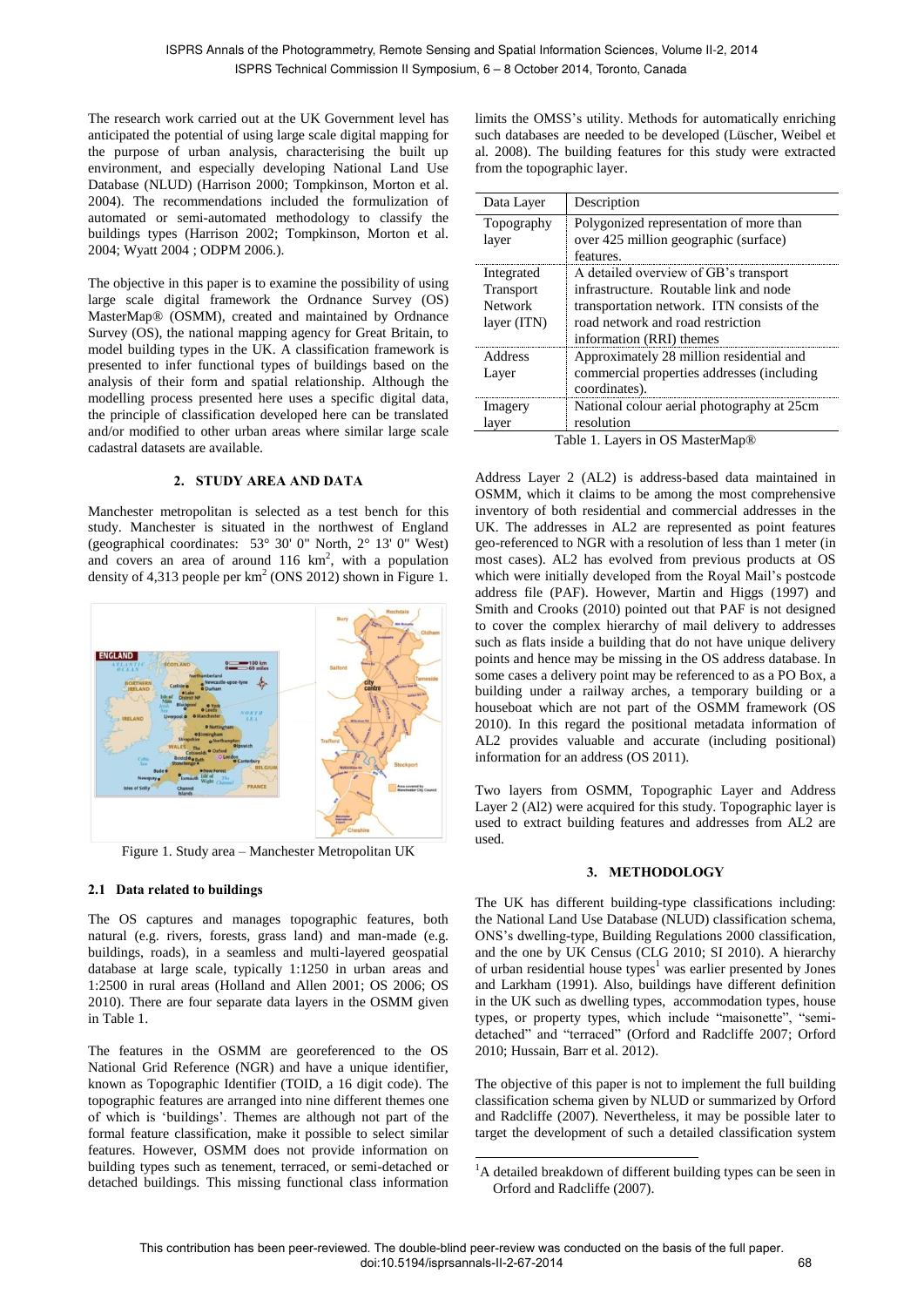The research work carried out at the UK Government level has anticipated the potential of using large scale digital mapping for the purpose of urban analysis, characterising the built up environment, and especially developing National Land Use Database (NLUD) (Harrison 2000; Tompkinson, Morton et al. 2004). The recommendations included the formulization of automated or semi-automated methodology to classify the buildings types (Harrison 2002; Tompkinson, Morton et al. 2004; Wyatt 2004 ; ODPM 2006.).

The objective in this paper is to examine the possibility of using large scale digital framework the Ordnance Survey (OS) MasterMap® (OSMM), created and maintained by Ordnance Survey (OS), the national mapping agency for Great Britain, to model building types in the UK. A classification framework is presented to infer functional types of buildings based on the analysis of their form and spatial relationship. Although the modelling process presented here uses a specific digital data, the principle of classification developed here can be translated and/or modified to other urban areas where similar large scale cadastral datasets are available.

## 2. STUDY AREA AND DATA

Manchester metropolitan is selected as a test bench for this study. Manchester is situated in the northwest of England (geographical coordinates: 53° 30' 0" North, 2° 13' 0" West) and covers an area of around 116 km$^2$, with a population density of 4,313 people per km$^2$ (ONS 2012) shown in Figure 1.

Figure 1. Study area – Manchester Metropolitan UK

### 2.1 Data related to buildings

The OS captures and manages topographic features, both natural (e.g. rivers, forests, grass land) and man-made (e.g. buildings, roads), in a seamless and multi-layered geospatial database at large scale, typically 1:1250 in urban areas and 1:2500 in rural areas (Holland and Allen 2001; OS 2006; OS 2010). There are four separate data layers in the OSMM given in Table 1.

The features in the OSMM are georeferenced to the OS National Grid Reference (NGR) and have a unique identifier, known as Topographic Identifier (TOID, a 16 digit code). The topographic features are arranged into nine different themes one of which is 'buildings'. Themes are although not part of the formal feature classification, make it possible to select similar features. However, OSMM does not provide information on building types such as tenement, terraced, or semi-detached or detached buildings. This missing functional class information limits the OMSS's utility. Methods for automatically enriching such databases are needed to be developed (Lüscher, Weibel et al. 2008). The building features for this study were extracted from the topographic layer.

| Data Layer | Description |
|---|---|
| Topography layer | Polygonized representation of more than over 425 million geographic (surface) features. |
| Integrated Transport Network layer (ITN) | A detailed overview of GB's transport infrastructure. Routable link and node transportation network. ITN consists of the road network and road restriction information (RRI) themes |
| Address Layer | Approximately 28 million residential and commercial properties addresses (including coordinates). |
| Imagery layer | National colour aerial photography at 25cm resolution |

Table 1. Layers in OS MasterMap®

Address Layer 2 (AL2) is address-based data maintained in OSMM, which it claims to be among the most comprehensive inventory of both residential and commercial addresses in the UK. The addresses in AL2 are represented as point features geo-referenced to NGR with a resolution of less than 1 meter (in most cases). AL2 has evolved from previous products at OS which were initially developed from the Royal Mail's postcode address file (PAF). However, Martin and Higgs (1997) and Smith and Crooks (2010) pointed out that PAF is not designed to cover the complex hierarchy of mail delivery to addresses such as flats inside a building that do not have unique delivery points and hence may be missing in the OS address database. In some cases a delivery point may be referenced to as a PO Box, a building under a railway arches, a temporary building or a houseboat which are not part of the OSMM framework (OS 2010). In this regard the positional metadata information of AL2 provides valuable and accurate (including positional) information for an address (OS 2011).

Two layers from OSMM, Topographic Layer and Address Layer 2 (Al2) were acquired for this study. Topographic layer is used to extract building features and addresses from AL2 are used.

## 3. METHODOLOGY

The UK has different building-type classifications including: the National Land Use Database (NLUD) classification schema, ONS's dwelling-type, Building Regulations 2000 classification, and the one by UK Census (CLG 2010; SI 2010). A hierarchy of urban residential house types[1] was earlier presented by Jones and Larkham (1991). Also, buildings have different definition in the UK such as dwelling types, accommodation types, house types, or property types, which include "maisonette", "semi-detached" and "terraced" (Orford and Radcliffe 2007; Orford 2010; Hussain, Barr et al. 2012).

The objective of this paper is not to implement the full building classification schema given by NLUD or summarized by Orford and Radcliffe (2007). Nevertheless, it may be possible later to target the development of such a detailed classification system

[1] A detailed breakdown of different building types can be seen in Orford and Radcliffe (2007).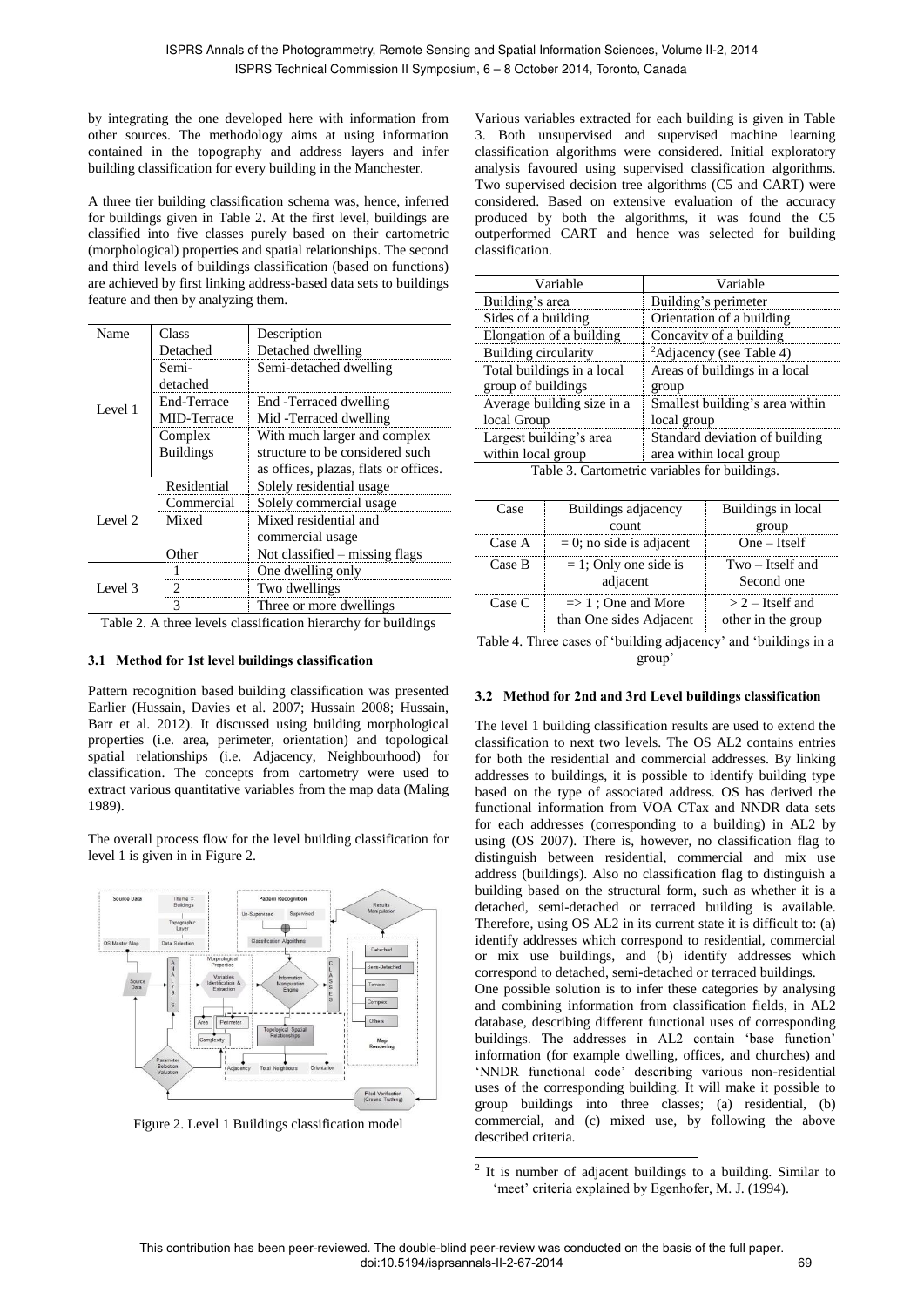by integrating the one developed here with information from other sources. The methodology aims at using information contained in the topography and address layers and infer building classification for every building in the Manchester.

A three tier building classification schema was, hence, inferred for buildings given in Table 2. At the first level, buildings are classified into five classes purely based on their cartometric (morphological) properties and spatial relationships. The second and third levels of buildings classification (based on functions) are achieved by first linking address-based data sets to buildings feature and then by analyzing them.

| Name | Class | Description |
|---|---|---|
| Level 1 | Detached | Detached dwelling |
| | Semi-detached | Semi-detached dwelling |
| | End-Terrace | End -Terraced dwelling |
| | MID-Terrace | Mid -Terraced dwelling |
| | Complex Buildings | With much larger and complex structure to be considered such as offices, plazas, flats or offices. |
| Level 2 | Residential | Solely residential usage |
| | Commercial | Solely commercial usage |
| | Mixed | Mixed residential and commercial usage |
| | Other | Not classified – missing flags |
| Level 3 | 1 | One dwelling only |
| | 2 | Two dwellings |
| | 3 | Three or more dwellings |

Table 2. A three levels classification hierarchy for buildings

### 3.1 Method for 1st level buildings classification

Pattern recognition based building classification was presented Earlier (Hussain, Davies et al. 2007; Hussain 2008; Hussain, Barr et al. 2012). It discussed using building morphological properties (i.e. area, perimeter, orientation) and topological spatial relationships (i.e. Adjacency, Neighbourhood) for classification. The concepts from cartometry were used to extract various quantitative variables from the map data (Maling 1989).

The overall process flow for the level building classification for level 1 is given in in Figure 2.

Figure 2. Level 1 Buildings classification model

Various variables extracted for each building is given in Table 3. Both unsupervised and supervised machine learning classification algorithms were considered. Initial exploratory analysis favoured using supervised classification algorithms. Two supervised decision tree algorithms (C5 and CART) were considered. Based on extensive evaluation of the accuracy produced by both the algorithms, it was found the C5 outperformed CART and hence was selected for building classification.

| Variable | Variable |
|---|---|
| Building's area | Building's perimeter |
| Sides of a building | Orientation of a building |
| Elongation of a building | Concavity of a building |
| Building circularity | [2]Adjacency (see Table 4) |
| Total buildings in a local group of buildings | Areas of buildings in a local group |
| Average building size in a local Group | Smallest building's area within local group |
| Largest building's area within local group | Standard deviation of building area within local group |

Table 3. Cartometric variables for buildings.

| Case | Buildings adjacency count | Buildings in local group |
|---|---|---|
| Case A | = 0; no side is adjacent | One – Itself |
| Case B | = 1; Only one side is adjacent | Two – Itself and Second one |
| Case C | => 1 ; One and More than One sides Adjacent | > 2 – Itself and other in the group |

Table 4. Three cases of 'building adjacency' and 'buildings in a group'

### 3.2 Method for 2nd and 3rd Level buildings classification

The level 1 building classification results are used to extend the classification to next two levels. The OS AL2 contains entries for both the residential and commercial addresses. By linking addresses to buildings, it is possible to identify building type based on the type of associated address. OS has derived the functional information from VOA CTax and NNDR data sets for each addresses (corresponding to a building) in AL2 by using (OS 2007). There is, however, no classification flag to distinguish between residential, commercial and mix use address (buildings). Also no classification flag to distinguish a building based on the structural form, such as whether it is a detached, semi-detached or terraced building is available. Therefore, using OS AL2 in its current state it is difficult to: (a) identify addresses which correspond to residential, commercial or mix use buildings, and (b) identify addresses which correspond to detached, semi-detached or terraced buildings.

One possible solution is to infer these categories by analysing and combining information from classification fields, in AL2 database, describing different functional uses of corresponding buildings. The addresses in AL2 contain 'base function' information (for example dwelling, offices, and churches) and 'NNDR functional code' describing various non-residential uses of the corresponding building. It will make it possible to group buildings into three classes; (a) residential, (b) commercial, and (c) mixed use, by following the above described criteria.

[2] It is number of adjacent buildings to a building. Similar to 'meet' criteria explained by Egenhofer, M. J. (1994).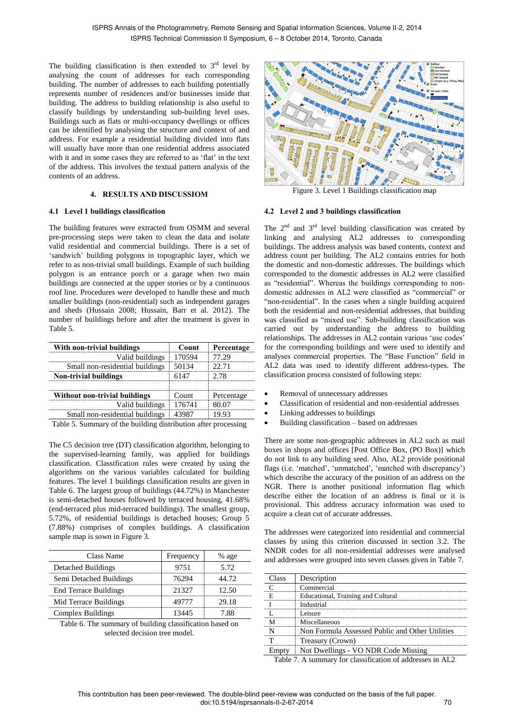The building classification is then extended to 3rd level by analysing the count of addresses for each corresponding building. The number of addresses to each building potentially represents number of residences and/or businesses inside that building. The address to building relationship is also useful to classify buildings by understanding sub-building level uses. Buildings such as flats or multi-occupancy dwellings or offices can be identified by analysing the structure and context of and address. For example a residential building divided into flats will usually have more than one residential address associated with it and in some cases they are referred to as 'flat' in the text of the address. This involves the textual pattern analysis of the contents of an address.

## 4. RESULTS AND DISCUSSIOM

### 4.1 Level 1 buildings classification

The building features were extracted from OSMM and several pre-processing steps were taken to clean the data and isolate valid residential and commercial buildings. There is a set of 'sandwich' building polygons in topographic layer, which we refer to as non-trivial small buildings. Example of such building polygon is an entrance porch or a garage when two main buildings are connected at the upper stories or by a continuous roof line. Procedures were developed to handle these and much smaller buildings (non-residential) such as independent garages and sheds (Hussain 2008; Hussain, Barr et al. 2012). The number of buildings before and after the treatment is given in Table 5.

| With non-trivial buildings | Count | Percentage |
|---|---|---|
| Valid buildings | 170594 | 77.29 |
| Small non-residential buildings | 50134 | 22.71 |
| **Non-trivial buildings** | 6147 | 2.78 |
| | | |
| **Without non-trivial buildings** | Count | Percentage |
| Valid buildings | 176741 | 80.07 |
| Small non-residential buildings | 43987 | 19.93 |

Table 5. Summary of the building distribution after processing

The C5 decision tree (DT) classification algorithm, belonging to the supervised-learning family, was applied for buildings classification. Classification rules were created by using the algorithms on the various variables calculated for building features. The level 1 buildings classification results are given in Table 6. The largest group of buildings (44.72%) in Manchester is semi-detached houses followed by terraced housing, 41.68% (end-terraced plus mid-terraced buildings). The smallest group, 5.72%, of residential buildings is detached houses; Group 5 (7.88%) comprises of complex buildings. A classification sample map is sown in Figure 3.

| Class Name | Frequency | % age |
|---|---|---|
| Detached Buildings | 9751 | 5.72 |
| Semi Detached Buildings | 76294 | 44.72 |
| End Terrace Buildings | 21327 | 12.50 |
| Mid Terrace Buildings | 49777 | 29.18 |
| Complex Buildings | 13445 | 7.88 |

Table 6. The summary of building classification based on selected decision tree model.

Figure 3. Level 1 Buildings classification map

### 4.2 Level 2 and 3 buildings classification

The 2nd and 3rd level building classification was created by linking and analysing AL2 addresses to corresponding buildings. The address analysis was based contents, context and address count per building. The AL2 contains entries for both the domestic and non-domestic addresses. The buildings which corresponded to the domestic addresses in AL2 were classified as "residential". Whereas the buildings corresponding to non-domestic addresses in AL2 were classified as "commercial" or "non-residential". In the cases when a single building acquired both the residential and non-residential addresses, that building was classified as "mixed use". Sub-building classification was carried out by understanding the address to building relationships. The addresses in AL2 contain various 'use codes' for the corresponding buildings and were used to identify and analyses commercial properties. The "Base Function" field in AL2 data was used to identify different address-types. The classification process consisted of following steps:

- Removal of unnecessary addresses
- Classification of residential and non-residential addresses
- Linking addresses to buildings
- Building classification – based on addresses

There are some non-geographic addresses in AL2 such as mail boxes in shops and offices [Post Office Box, (PO Box)] which do not link to any building seed. Also, AL2 provide positional flags (i.e. 'matched', 'unmatched', 'matched with discrepancy') which describe the accuracy of the position of an address on the NGR. There is another positional information flag which describe either the location of an address is final or it is provisional. This address accuracy information was used to acquire a clean cut of accurate addresses.

The addresses were categorized into residential and commercial classes by using this criterion discussed in section 3.2. The NNDR codes for all non-residential addresses were analysed and addresses were grouped into seven classes given in Table 7.

| Class | Description |
|---|---|
| C | Commercial |
| E | Educational, Training and Cultural |
| I | Industrial |
| L | Leisure |
| M | Miscellaneous |
| N | Non Formula Assessed Public and Other Utilities |
| T | Treasury (Crown) |
| Empty | Not Dwellings - VO NDR Code Missing |

Table 7. A summary for classification of addresses in AL2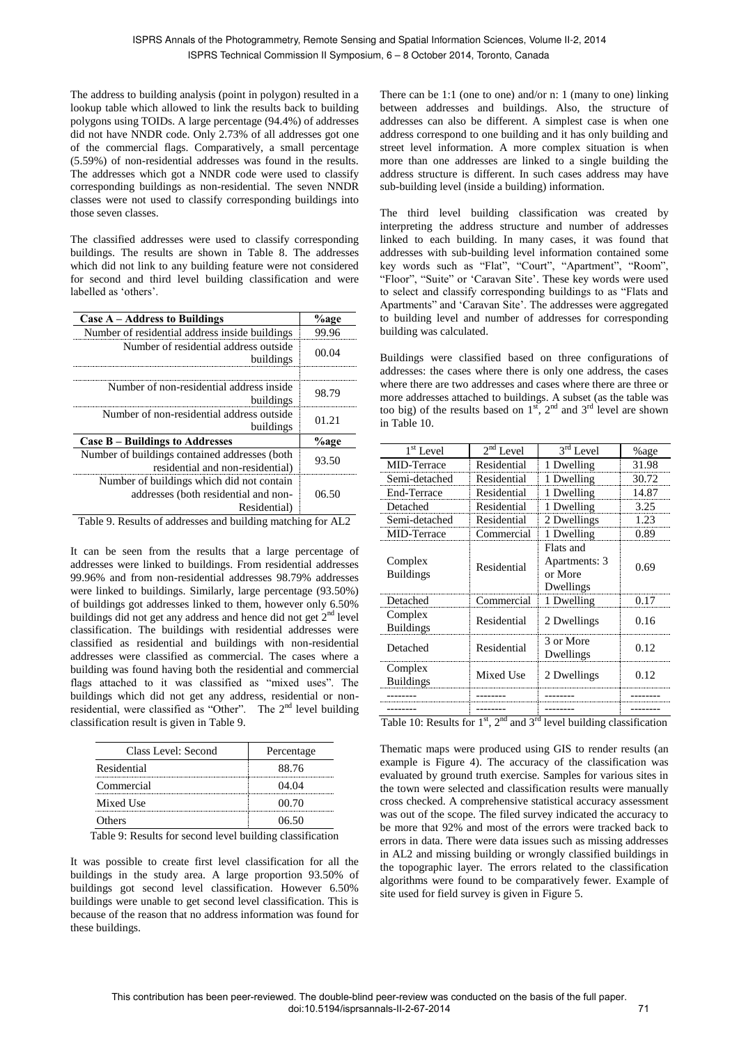The address to building analysis (point in polygon) resulted in a lookup table which allowed to link the results back to building polygons using TOIDs. A large percentage (94.4%) of addresses did not have NNDR code. Only 2.73% of all addresses got one of the commercial flags. Comparatively, a small percentage (5.59%) of non-residential addresses was found in the results. The addresses which got a NNDR code were used to classify corresponding buildings as non-residential. The seven NNDR classes were not used to classify corresponding buildings into those seven classes.

The classified addresses were used to classify corresponding buildings. The results are shown in Table 8. The addresses which did not link to any building feature were not considered for second and third level building classification and were labelled as 'others'.

| Case A – Address to Buildings | %age |
|---|---|
| Number of residential address inside buildings | 99.96 |
| Number of residential address outside buildings | 00.04 |
| | |
| Number of non-residential address inside buildings | 98.79 |
| Number of non-residential address outside buildings | 01.21 |
| **Case B – Buildings to Addresses** | **%age** |
| Number of buildings contained addresses (both residential and non-residential) | 93.50 |
| Number of buildings which did not contain addresses (both residential and non-Residential) | 06.50 |

Table 9. Results of addresses and building matching for AL2

It can be seen from the results that a large percentage of addresses were linked to buildings. From residential addresses 99.96% and from non-residential addresses 98.79% addresses were linked to buildings. Similarly, large percentage (93.50%) of buildings got addresses linked to them, however only 6.50% buildings did not get any address and hence did not get 2nd level classification. The buildings with residential addresses were classified as residential and buildings with non-residential addresses were classified as commercial. The cases where a building was found having both the residential and commercial flags attached to it was classified as "mixed uses". The buildings which did not get any address, residential or non-residential, were classified as "Other". The 2nd level building classification result is given in Table 9.

| Class Level: Second | Percentage |
|---|---|
| Residential | 88.76 |
| Commercial | 04.04 |
| Mixed Use | 00.70 |
| Others | 06.50 |

Table 9: Results for second level building classification

It was possible to create first level classification for all the buildings in the study area. A large proportion 93.50% of buildings got second level classification. However 6.50% buildings were unable to get second level classification. This is because of the reason that no address information was found for these buildings.

There can be 1:1 (one to one) and/or n: 1 (many to one) linking between addresses and buildings. Also, the structure of addresses can also be different. A simplest case is when one address correspond to one building and it has only building and street level information. A more complex situation is when more than one addresses are linked to a single building the address structure is different. In such cases address may have sub-building level (inside a building) information.

The third level building classification was created by interpreting the address structure and number of addresses linked to each building. In many cases, it was found that addresses with sub-building level information contained some key words such as "Flat", "Court", "Apartment", "Room", "Floor", "Suite" or 'Caravan Site'. These key words were used to select and classify corresponding buildings to as "Flats and Apartments" and 'Caravan Site'. The addresses were aggregated to building level and number of addresses for corresponding building was calculated.

Buildings were classified based on three configurations of addresses: the cases where there is only one address, the cases where there are two addresses and cases where there are three or more addresses attached to buildings. A subset (as the table was too big) of the results based on 1st, 2nd and 3rd level are shown in Table 10.

| 1st Level | 2nd Level | 3rd Level | %age |
|---|---|---|---|
| MID-Terrace | Residential | 1 Dwelling | 31.98 |
| Semi-detached | Residential | 1 Dwelling | 30.72 |
| End-Terrace | Residential | 1 Dwelling | 14.87 |
| Detached | Residential | 1 Dwelling | 3.25 |
| Semi-detached | Residential | 2 Dwellings | 1.23 |
| MID-Terrace | Commercial | 1 Dwelling | 0.89 |
| Complex Buildings | Residential | Flats and Apartments: 3 or More Dwellings | 0.69 |
| Detached | Commercial | 1 Dwelling | 0.17 |
| Complex Buildings | Residential | 2 Dwellings | 0.16 |
| Detached | Residential | 3 or More Dwellings | 0.12 |
| Complex Buildings | Mixed Use | 2 Dwellings | 0.12 |
| -------- | -------- | -------- | -------- |
| -------- | -------- | -------- | -------- |

Table 10: Results for 1st, 2nd and 3rd level building classification

Thematic maps were produced using GIS to render results (an example is Figure 4). The accuracy of the classification was evaluated by ground truth exercise. Samples for various sites in the town were selected and classification results were manually cross checked. A comprehensive statistical accuracy assessment was out of the scope. The filed survey indicated the accuracy to be more that 92% and most of the errors were tracked back to errors in data. There were data issues such as missing addresses in AL2 and missing building or wrongly classified buildings in the topographic layer. The errors related to the classification algorithms were found to be comparatively fewer. Example of site used for field survey is given in Figure 5.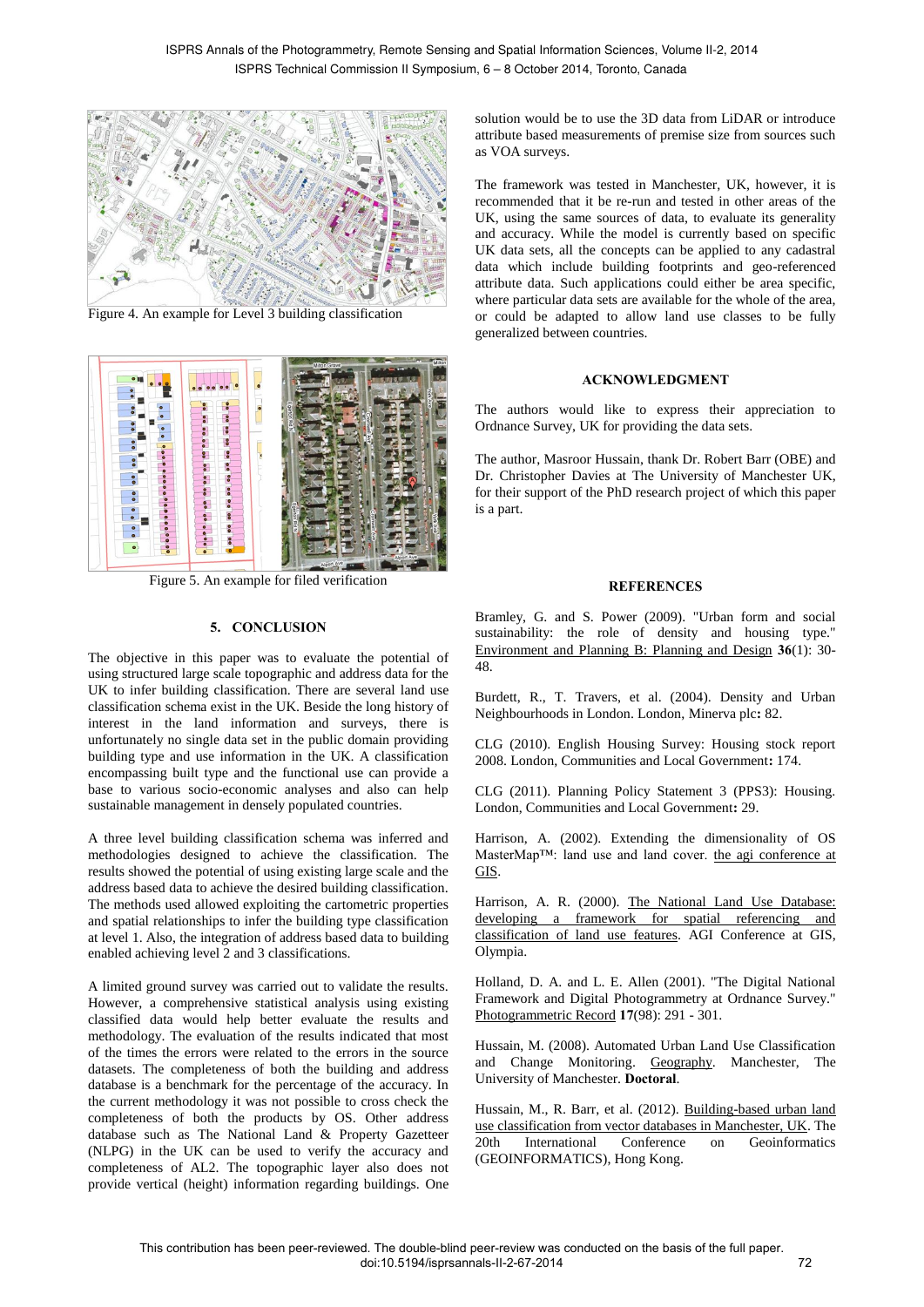Figure 4. An example for Level 3 building classification

Figure 5. An example for filed verification

## 5. CONCLUSION

The objective in this paper was to evaluate the potential of using structured large scale topographic and address data for the UK to infer building classification. There are several land use classification schema exist in the UK. Beside the long history of interest in the land information and surveys, there is unfortunately no single data set in the public domain providing building type and use information in the UK. A classification encompassing built type and the functional use can provide a base to various socio-economic analyses and also can help sustainable management in densely populated countries.

A three level building classification schema was inferred and methodologies designed to achieve the classification. The results showed the potential of using existing large scale and the address based data to achieve the desired building classification. The methods used allowed exploiting the cartometric properties and spatial relationships to infer the building type classification at level 1. Also, the integration of address based data to building enabled achieving level 2 and 3 classifications.

A limited ground survey was carried out to validate the results. However, a comprehensive statistical analysis using existing classified data would help better evaluate the results and methodology. The evaluation of the results indicated that most of the times the errors were related to the errors in the source datasets. The completeness of both the building and address database is a benchmark for the percentage of the accuracy. In the current methodology it was not possible to cross check the completeness of both the products by OS. Other address database such as The National Land & Property Gazetteer (NLPG) in the UK can be used to verify the accuracy and completeness of AL2. The topographic layer also does not provide vertical (height) information regarding buildings. One solution would be to use the 3D data from LiDAR or introduce attribute based measurements of premise size from sources such as VOA surveys.

The framework was tested in Manchester, UK, however, it is recommended that it be re-run and tested in other areas of the UK, using the same sources of data, to evaluate its generality and accuracy. While the model is currently based on specific UK data sets, all the concepts can be applied to any cadastral data which include building footprints and geo-referenced attribute data. Such applications could either be area specific, where particular data sets are available for the whole of the area, or could be adapted to allow land use classes to be fully generalized between countries.

## ACKNOWLEDGMENT

The authors would like to express their appreciation to Ordnance Survey, UK for providing the data sets.

The author, Masroor Hussain, thank Dr. Robert Barr (OBE) and Dr. Christopher Davies at The University of Manchester UK, for their support of the PhD research project of which this paper is a part.

## REFERENCES

Bramley, G. and S. Power (2009). "Urban form and social sustainability: the role of density and housing type." Environment and Planning B: Planning and Design **36**(1): 30-48.

Burdett, R., T. Travers, et al. (2004). Density and Urban Neighbourhoods in London. London, Minerva plc**:** 82.

CLG (2010). English Housing Survey: Housing stock report 2008. London, Communities and Local Government**:** 174.

CLG (2011). Planning Policy Statement 3 (PPS3): Housing. London, Communities and Local Government**:** 29.

Harrison, A. (2002). Extending the dimensionality of OS MasterMap™: land use and land cover. the agi conference at GIS.

Harrison, A. R. (2000). The National Land Use Database: developing a framework for spatial referencing and classification of land use features. AGI Conference at GIS, Olympia.

Holland, D. A. and L. E. Allen (2001). "The Digital National Framework and Digital Photogrammetry at Ordnance Survey." Photogrammetric Record **17**(98): 291 - 301.

Hussain, M. (2008). Automated Urban Land Use Classification and Change Monitoring. Geography. Manchester, The University of Manchester. **Doctoral**.

Hussain, M., R. Barr, et al. (2012). Building-based urban land use classification from vector databases in Manchester, UK. The 20th International Conference on Geoinformatics (GEOINFORMATICS), Hong Kong.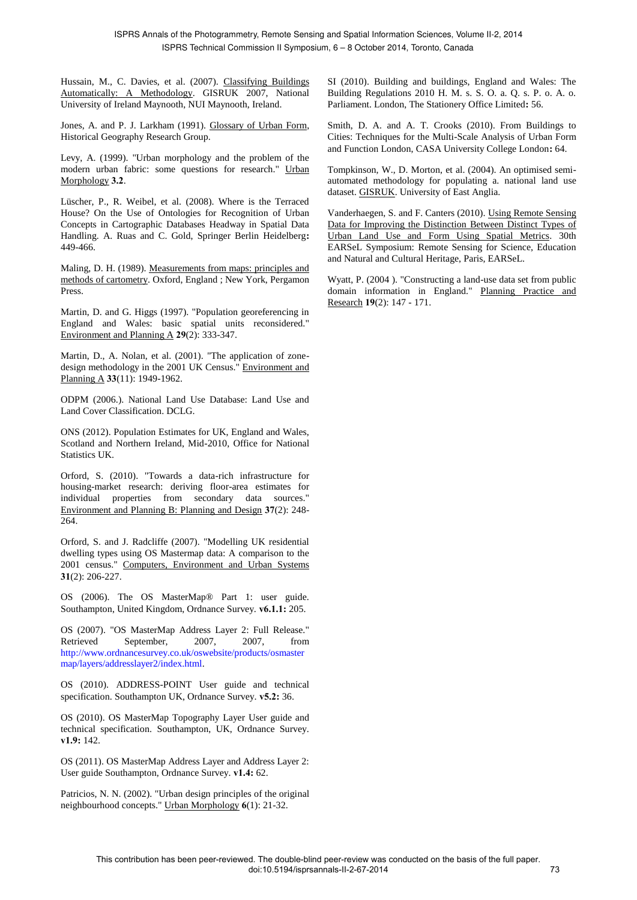Hussain, M., C. Davies, et al. (2007). Classifying Buildings Automatically: A Methodology. GISRUK 2007, National University of Ireland Maynooth, NUI Maynooth, Ireland.

Jones, A. and P. J. Larkham (1991). Glossary of Urban Form, Historical Geography Research Group.

Levy, A. (1999). "Urban morphology and the problem of the modern urban fabric: some questions for research." Urban Morphology **3.2**.

Lüscher, P., R. Weibel, et al. (2008). Where is the Terraced House? On the Use of Ontologies for Recognition of Urban Concepts in Cartographic Databases Headway in Spatial Data Handling. A. Ruas and C. Gold, Springer Berlin Heidelberg**:** 449-466.

Maling, D. H. (1989). Measurements from maps: principles and methods of cartometry. Oxford, England ; New York, Pergamon Press.

Martin, D. and G. Higgs (1997). "Population georeferencing in England and Wales: basic spatial units reconsidered." Environment and Planning A **29**(2): 333-347.

Martin, D., A. Nolan, et al. (2001). "The application of zone-design methodology in the 2001 UK Census." Environment and Planning A **33**(11): 1949-1962.

ODPM (2006.). National Land Use Database: Land Use and Land Cover Classification. DCLG.

ONS (2012). Population Estimates for UK, England and Wales, Scotland and Northern Ireland, Mid-2010, Office for National Statistics UK.

Orford, S. (2010). "Towards a data-rich infrastructure for housing-market research: deriving floor-area estimates for individual properties from secondary data sources." Environment and Planning B: Planning and Design **37**(2): 248-264.

Orford, S. and J. Radcliffe (2007). "Modelling UK residential dwelling types using OS Mastermap data: A comparison to the 2001 census." Computers, Environment and Urban Systems **31**(2): 206-227.

OS (2006). The OS MasterMap® Part 1: user guide. Southampton, United Kingdom, Ordnance Survey. **v6.1.1:** 205.

OS (2007). "OS MasterMap Address Layer 2: Full Release." Retrieved September, 2007, 2007, from http://www.ordnancesurvey.co.uk/oswebsite/products/osmastermap/layers/addresslayer2/index.html.

OS (2010). ADDRESS-POINT User guide and technical specification. Southampton UK, Ordnance Survey. **v5.2:** 36.

OS (2010). OS MasterMap Topography Layer User guide and technical specification. Southampton, UK, Ordnance Survey. **v1.9:** 142.

OS (2011). OS MasterMap Address Layer and Address Layer 2: User guide Southampton, Ordnance Survey. **v1.4:** 62.

Patricios, N. N. (2002). "Urban design principles of the original neighbourhood concepts." Urban Morphology **6**(1): 21-32.

SI (2010). Building and buildings, England and Wales: The Building Regulations 2010 H. M. s. S. O. a. Q. s. P. o. A. o. Parliament. London, The Stationery Office Limited**:** 56.

Smith, D. A. and A. T. Crooks (2010). From Buildings to Cities: Techniques for the Multi-Scale Analysis of Urban Form and Function London, CASA University College London**:** 64.

Tompkinson, W., D. Morton, et al. (2004). An optimised semi-automated methodology for populating a national land use dataset. GISRUK. University of East Anglia.

Vanderhaegen, S. and F. Canters (2010). Using Remote Sensing Data for Improving the Distinction Between Distinct Types of Urban Land Use and Form Using Spatial Metrics. 30th EARSeL Symposium: Remote Sensing for Science, Education and Natural and Cultural Heritage, Paris, EARSeL.

Wyatt, P. (2004 ). "Constructing a land-use data set from public domain information in England." Planning Practice and Research **19**(2): 147 - 171.